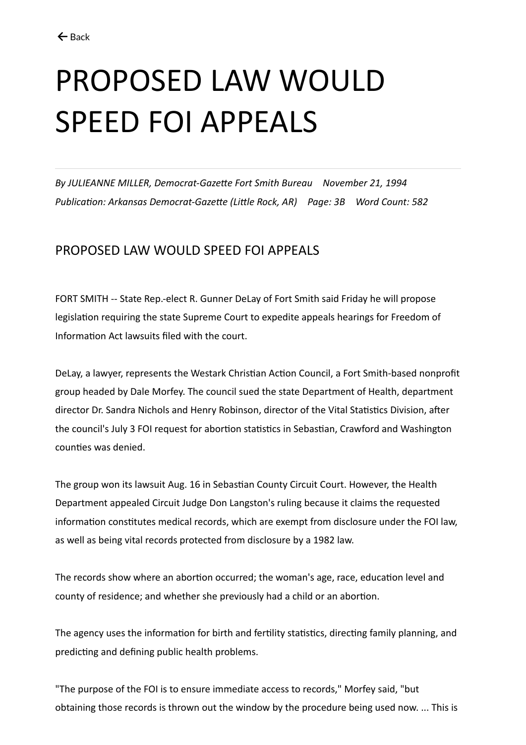← Back

# PROPOSED LAW WOULD SPEED FOI APPEALS

*By JULIEANNE MILLER, Democrat-Gazette Fort Smith Bureau November 21, 1994*
*Publication: Arkansas Democrat-Gazette (Little Rock, AR) Page: 3B Word Count: 582*

## PROPOSED LAW WOULD SPEED FOI APPEALS

FORT SMITH -- State Rep.-elect R. Gunner DeLay of Fort Smith said Friday he will propose legislation requiring the state Supreme Court to expedite appeals hearings for Freedom of Information Act lawsuits filed with the court.

DeLay, a lawyer, represents the Westark Christian Action Council, a Fort Smith-based nonprofit group headed by Dale Morfey. The council sued the state Department of Health, department director Dr. Sandra Nichols and Henry Robinson, director of the Vital Statistics Division, after the council's July 3 FOI request for abortion statistics in Sebastian, Crawford and Washington counties was denied.

The group won its lawsuit Aug. 16 in Sebastian County Circuit Court. However, the Health Department appealed Circuit Judge Don Langston's ruling because it claims the requested information constitutes medical records, which are exempt from disclosure under the FOI law, as well as being vital records protected from disclosure by a 1982 law.

The records show where an abortion occurred; the woman's age, race, education level and county of residence; and whether she previously had a child or an abortion.

The agency uses the information for birth and fertility statistics, directing family planning, and predicting and defining public health problems.

"The purpose of the FOI is to ensure immediate access to records," Morfey said, "but obtaining those records is thrown out the window by the procedure being used now. ... This is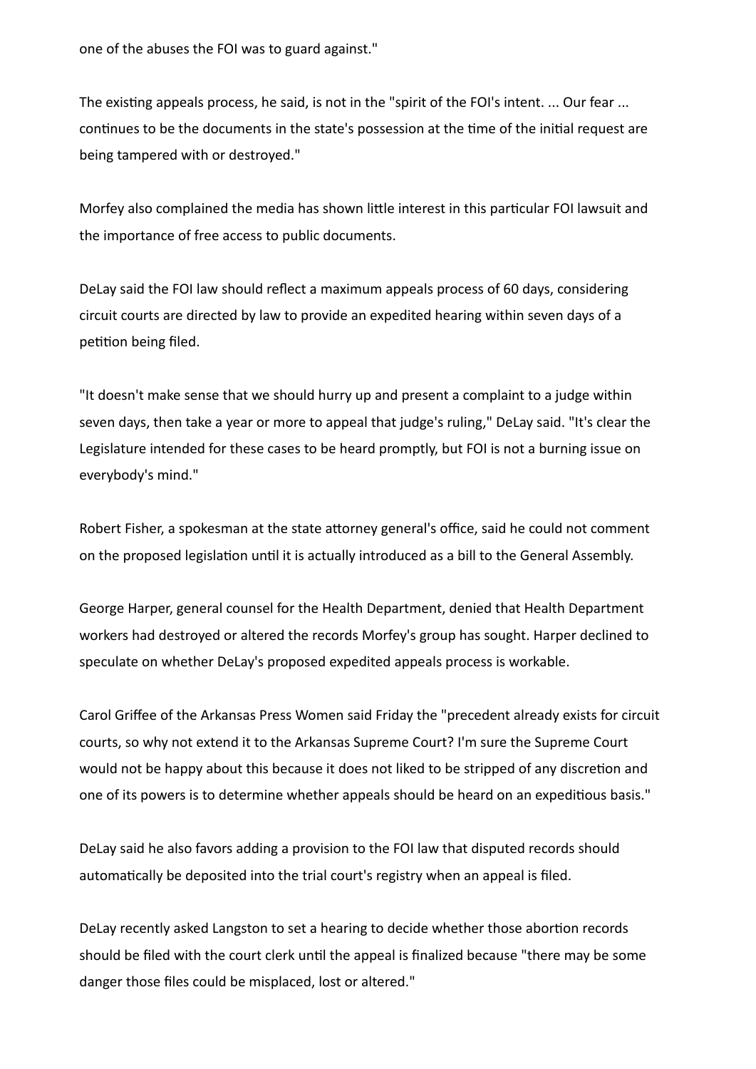one of the abuses the FOI was to guard against."

The existing appeals process, he said, is not in the "spirit of the FOI's intent. ... Our fear ... continues to be the documents in the state's possession at the time of the initial request are being tampered with or destroyed."

Morfey also complained the media has shown little interest in this particular FOI lawsuit and the importance of free access to public documents.

DeLay said the FOI law should reflect a maximum appeals process of 60 days, considering circuit courts are directed by law to provide an expedited hearing within seven days of a petition being filed.

"It doesn't make sense that we should hurry up and present a complaint to a judge within seven days, then take a year or more to appeal that judge's ruling," DeLay said. "It's clear the Legislature intended for these cases to be heard promptly, but FOI is not a burning issue on everybody's mind."

Robert Fisher, a spokesman at the state attorney general's office, said he could not comment on the proposed legislation until it is actually introduced as a bill to the General Assembly.

George Harper, general counsel for the Health Department, denied that Health Department workers had destroyed or altered the records Morfey's group has sought. Harper declined to speculate on whether DeLay's proposed expedited appeals process is workable.

Carol Griffee of the Arkansas Press Women said Friday the "precedent already exists for circuit courts, so why not extend it to the Arkansas Supreme Court? I'm sure the Supreme Court would not be happy about this because it does not liked to be stripped of any discretion and one of its powers is to determine whether appeals should be heard on an expeditious basis."

DeLay said he also favors adding a provision to the FOI law that disputed records should automatically be deposited into the trial court's registry when an appeal is filed.

DeLay recently asked Langston to set a hearing to decide whether those abortion records should be filed with the court clerk until the appeal is finalized because "there may be some danger those files could be misplaced, lost or altered."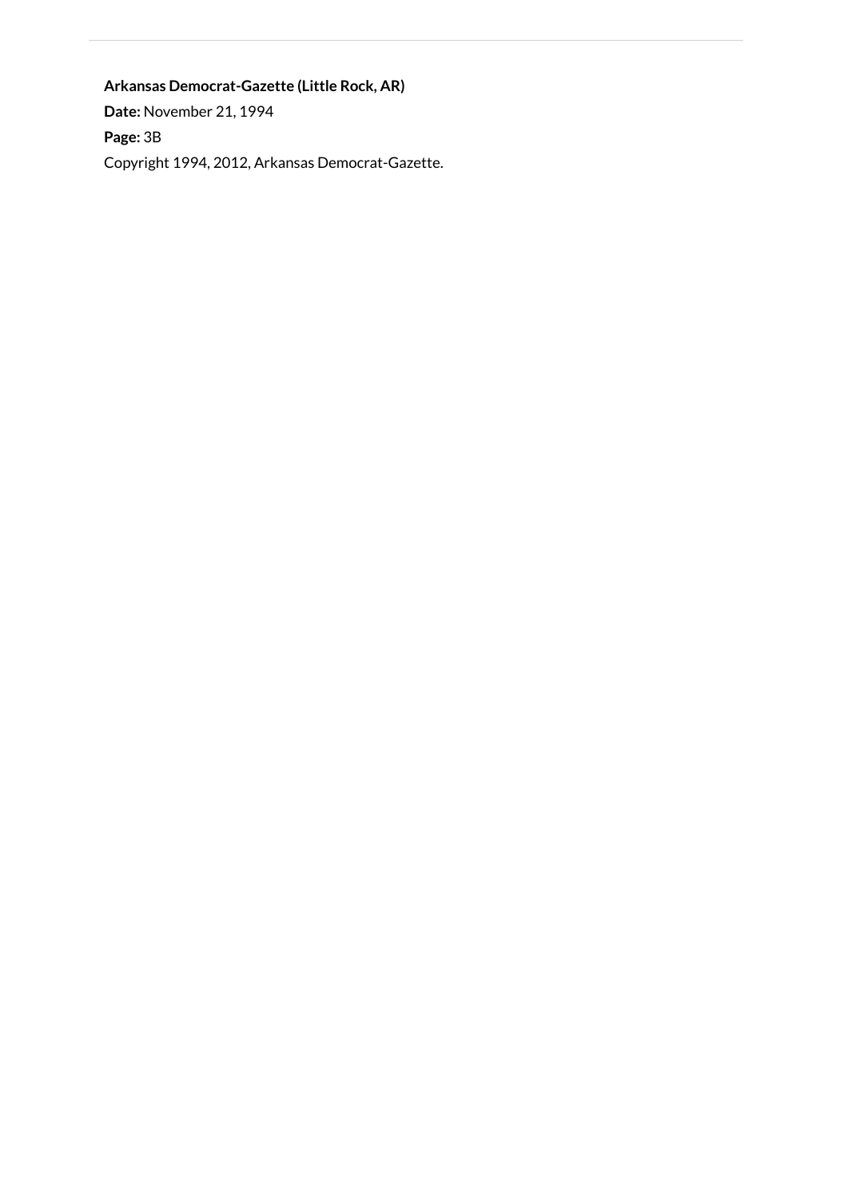**Arkansas Democrat-Gazette (Little Rock, AR)**

**Date:** November 21, 1994

**Page:** 3B

Copyright 1994, 2012, Arkansas Democrat-Gazette.